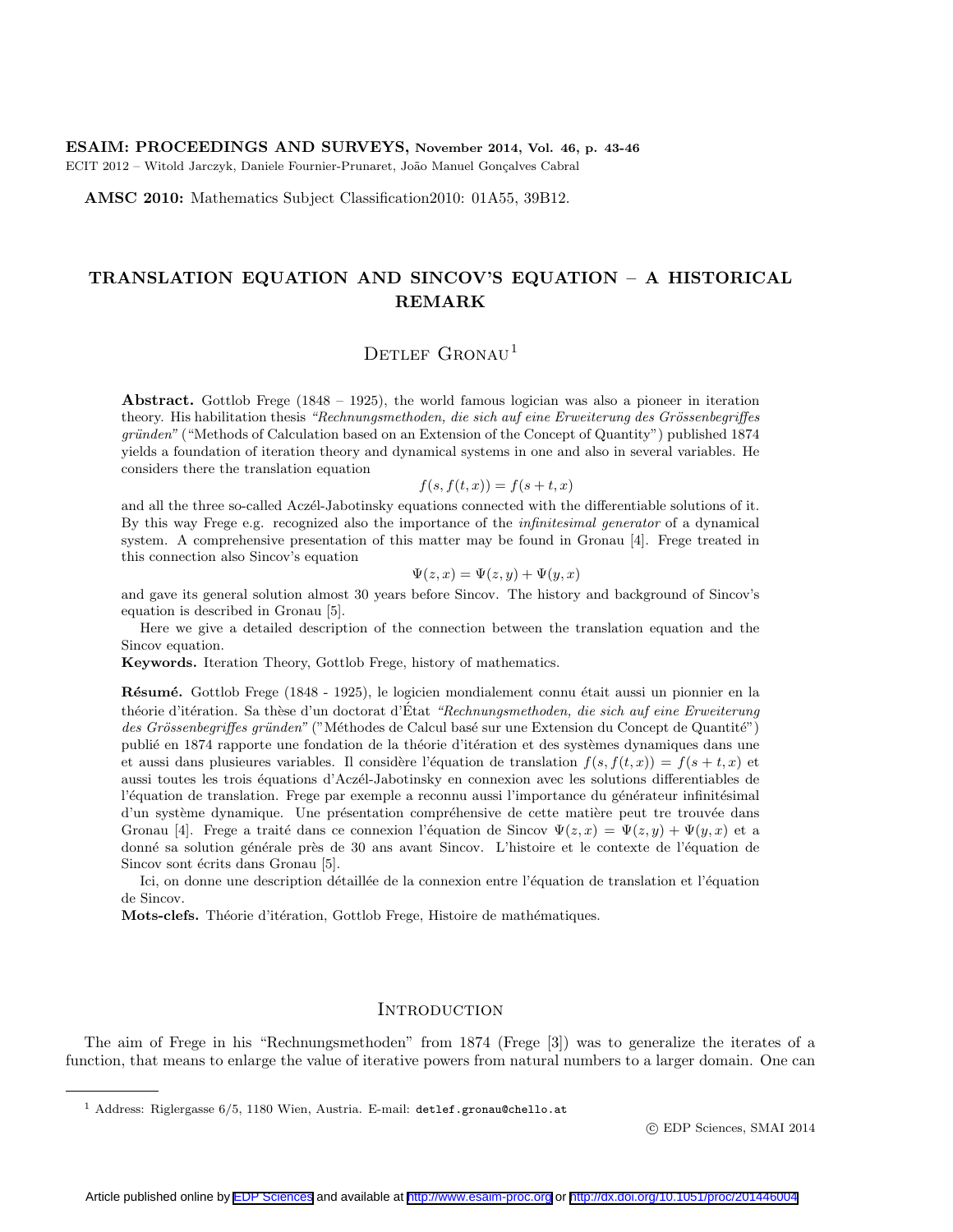**ESAIM: PROCEEDINGS AND SURVEYS, November 2014, Vol. 46, p. 43-46**
ECIT 2012 – Witold Jarczyk, Daniele Fournier-Prunaret, João Manuel Gonçalves Cabral

**AMSC 2010:** Mathematics Subject Classification2010: 01A55, 39B12.

# TRANSLATION EQUATION AND SINCOV'S EQUATION – A HISTORICAL REMARK

Detlef Gronau[1]

**Abstract.** Gottlob Frege (1848 – 1925), the world famous logician was also a pioneer in iteration theory. His habilitation thesis *"Rechnungsmethoden, die sich auf eine Erweiterung des Grössenbegriffes gründen"* ("Methods of Calculation based on an Extension of the Concept of Quantity") published 1874 yields a foundation of iteration theory and dynamical systems in one and also in several variables. He considers there the translation equation

$$f(s, f(t, x)) = f(s + t, x)$$

and all the three so-called Aczél-Jabotinsky equations connected with the differentiable solutions of it. By this way Frege e.g. recognized also the importance of the *infinitesimal generator* of a dynamical system. A comprehensive presentation of this matter may be found in Gronau [4]. Frege treated in this connection also Sincov's equation

$$\Psi(z, x) = \Psi(z, y) + \Psi(y, x)$$

and gave its general solution almost 30 years before Sincov. The history and background of Sincov's equation is described in Gronau [5].

Here we give a detailed description of the connection between the translation equation and the Sincov equation.

**Keywords.** Iteration Theory, Gottlob Frege, history of mathematics.

**Résumé.** Gottlob Frege (1848 - 1925), le logicien mondialement connu était aussi un pionnier en la théorie d'itération. Sa thèse d'un doctorat d'État *"Rechnungsmethoden, die sich auf eine Erweiterung des Grössenbegriffes gründen"* ("Méthodes de Calcul basé sur une Extension du Concept de Quantité") publié en 1874 rapporte une fondation de la théorie d'itération et des systèmes dynamiques dans une et aussi dans plusieures variables. Il considère l'équation de translation $f(s, f(t, x)) = f(s + t, x)$ et aussi toutes les trois équations d'Aczél-Jabotinsky en connexion avec les solutions differentiables de l'équation de translation. Frege par exemple a reconnu aussi l'importance du générateur infinitésimal d'un système dynamique. Une présentation compréhensive de cette matière peut tre trouvée dans Gronau [4]. Frege a traité dans ce connexion l'équation de Sincov $\Psi(z, x) = \Psi(z, y) + \Psi(y, x)$ et a donné sa solution générale près de 30 ans avant Sincov. L'histoire et le contexte de l'équation de Sincov sont écrits dans Gronau [5].

Ici, on donne une description détaillée de la connexion entre l'équation de translation et l'équation de Sincov.

**Mots-clefs.** Théorie d'itération, Gottlob Frege, Histoire de mathématiques.

## Introduction

The aim of Frege in his "Rechnungsmethoden" from 1874 (Frege [3]) was to generalize the iterates of a function, that means to enlarge the value of iterative powers from natural numbers to a larger domain. One can

[1] Address: Riglergasse 6/5, 1180 Wien, Austria. E-mail: detlef.gronau@chello.at

© EDP Sciences, SMAI 2014

Article published online by EDP Sciences and available at http://www.esaim-proc.org or http://dx.doi.org/10.1051/proc/201446004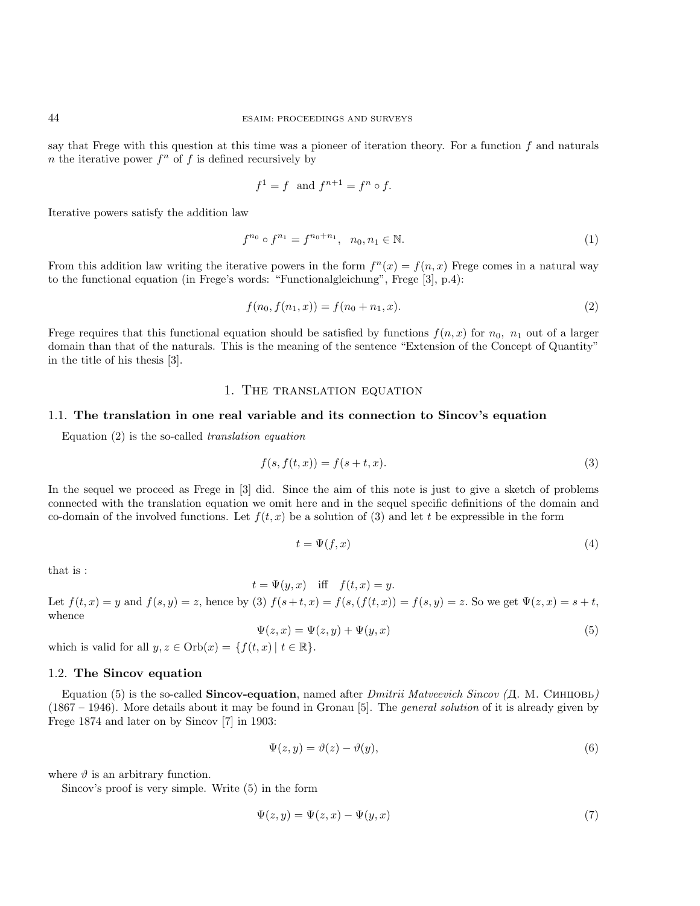say that Frege with this question at this time was a pioneer of iteration theory. For a function $f$ and naturals $n$ the iterative power $f^n$ of $f$ is defined recursively by

$$f^1 = f \quad \text{and } f^{n+1} = f^n \circ f.$$

Iterative powers satisfy the addition law

$$f^{n_0} \circ f^{n_1} = f^{n_0+n_1}, \quad n_0, n_1 \in \mathbb{N}. \tag{1}$$

From this addition law writing the iterative powers in the form $f^n(x) = f(n, x)$ Frege comes in a natural way to the functional equation (in Frege's words: "Functionalgleichung", Frege [3], p.4):

$$f(n_0, f(n_1, x)) = f(n_0 + n_1, x). \tag{2}$$

Frege requires that this functional equation should be satisfied by functions $f(n, x)$ for $n_0$, $n_1$ out of a larger domain than that of the naturals. This is the meaning of the sentence "Extension of the Concept of Quantity" in the title of his thesis [3].

# 1. The translation equation

## 1.1. The translation in one real variable and its connection to Sincov's equation

Equation (2) is the so-called *translation equation*

$$f(s, f(t, x)) = f(s + t, x). \tag{3}$$

In the sequel we proceed as Frege in [3] did. Since the aim of this note is just to give a sketch of problems connected with the translation equation we omit here and in the sequel specific definitions of the domain and co-domain of the involved functions. Let $f(t, x)$ be a solution of (3) and let $t$ be expressible in the form

$$t = \Psi(f, x) \tag{4}$$

that is :

$$t = \Psi(y, x) \quad \text{iff} \quad f(t, x) = y.$$

Let $f(t, x) = y$ and $f(s, y) = z$, hence by (3) $f(s+t, x) = f(s, (f(t, x)) = f(s, y) = z$. So we get $\Psi(z, x) = s + t$, whence

$$\Psi(z, x) = \Psi(z, y) + \Psi(y, x) \tag{5}$$

which is valid for all $y, z \in \mathrm{Orb}(x) = \{f(t, x) \mid t \in \mathbb{R}\}$.

## 1.2. The Sincov equation

Equation (5) is the so-called **Sincov-equation**, named after *Dmitrii Matveevich Sincov (Д. М. Синцовъ)* (1867 – 1946). More details about it may be found in Gronau [5]. The *general solution* of it is already given by Frege 1874 and later on by Sincov [7] in 1903:

$$\Psi(z, y) = \vartheta(z) - \vartheta(y), \tag{6}$$

where $\vartheta$ is an arbitrary function.

Sincov's proof is very simple. Write (5) in the form

$$\Psi(z, y) = \Psi(z, x) - \Psi(y, x) \tag{7}$$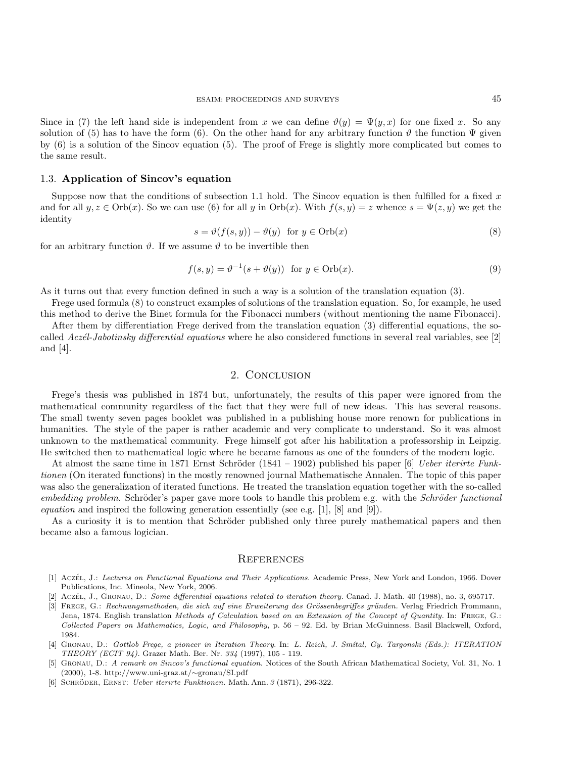Since in (7) the left hand side is independent from $x$ we can define $\vartheta(y) = \Psi(y,x)$ for one fixed $x$. So any solution of (5) has to have the form (6). On the other hand for any arbitrary function $\vartheta$ the function $\Psi$ given by (6) is a solution of the Sincov equation (5). The proof of Frege is slightly more complicated but comes to the same result.

### 1.3. Application of Sincov's equation

Suppose now that the conditions of subsection 1.1 hold. The Sincov equation is then fulfilled for a fixed $x$ and for all $y, z \in \mathrm{Orb}(x)$. So we can use (6) for all $y$ in $\mathrm{Orb}(x)$. With $f(s,y) = z$ whence $s = \Psi(z,y)$ we get the identity

$$s = \vartheta(f(s,y)) - \vartheta(y) \quad \text{for } y \in \mathrm{Orb}(x) \tag{8}$$

for an arbitrary function $\vartheta$. If we assume $\vartheta$ to be invertible then

$$f(s,y) = \vartheta^{-1}(s + \vartheta(y)) \quad \text{for } y \in \mathrm{Orb}(x). \tag{9}$$

As it turns out that every function defined in such a way is a solution of the translation equation (3).

Frege used formula (8) to construct examples of solutions of the translation equation. So, for example, he used this method to derive the Binet formula for the Fibonacci numbers (without mentioning the name Fibonacci).

After them by differentiation Frege derived from the translation equation (3) differential equations, the so-called *Aczél-Jabotinsky differential equations* where he also considered functions in several real variables, see [2] and [4].

## 2. Conclusion

Frege's thesis was published in 1874 but, unfortunately, the results of this paper were ignored from the mathematical community regardless of the fact that they were full of new ideas. This has several reasons. The small twenty seven pages booklet was published in a publishing house more renown for publications in humanities. The style of the paper is rather academic and very complicate to understand. So it was almost unknown to the mathematical community. Frege himself got after his habilitation a professorship in Leipzig. He switched then to mathematical logic where he became famous as one of the founders of the modern logic.

At almost the same time in 1871 Ernst Schröder (1841 – 1902) published his paper [6] *Ueber iterirte Funktionen* (On iterated functions) in the mostly renowned journal Mathematische Annalen. The topic of this paper was also the generalization of iterated functions. He treated the translation equation together with the so-called *embedding problem*. Schröder's paper gave more tools to handle this problem e.g. with the *Schröder functional equation* and inspired the following generation essentially (see e.g. [1], [8] and [9]).

As a curiosity it is to mention that Schröder published only three purely mathematical papers and then became also a famous logician.

## References

[1] Aczél, J.: *Lectures on Functional Equations and Their Applications.* Academic Press, New York and London, 1966. Dover Publications, Inc. Mineola, New York, 2006.

[2] Aczél, J., Gronau, D.: *Some differential equations related to iteration theory.* Canad. J. Math. 40 (1988), no. 3, 695717.

[3] Frege, G.: *Rechnungsmethoden, die sich auf eine Erweiterung des Grössenbegriffes gründen.* Verlag Friedrich Frommann, Jena, 1874. English translation *Methods of Calculation based on an Extension of the Concept of Quantity.* In: Frege, G.: *Collected Papers on Mathematics, Logic, and Philosophy,* p. 56 – 92. Ed. by Brian McGuinness. Basil Blackwell, Oxford, 1984.

[4] Gronau, D.: *Gottlob Frege, a pioneer in Iteration Theory.* In: *L. Reich, J. Smítal, Gy. Targonski (Eds.): ITERATION THEORY (ECIT 94).* Grazer Math. Ber. Nr. *334* (1997), 105 - 119.

[5] Gronau, D.: *A remark on Sincov's functional equation.* Notices of the South African Mathematical Society, Vol. 31, No. 1 (2000), 1-8. http://www.uni-graz.at/∼gronau/SI.pdf

[6] Schröder, Ernst: *Ueber iterirte Funktionen.* Math. Ann. *3* (1871), 296-322.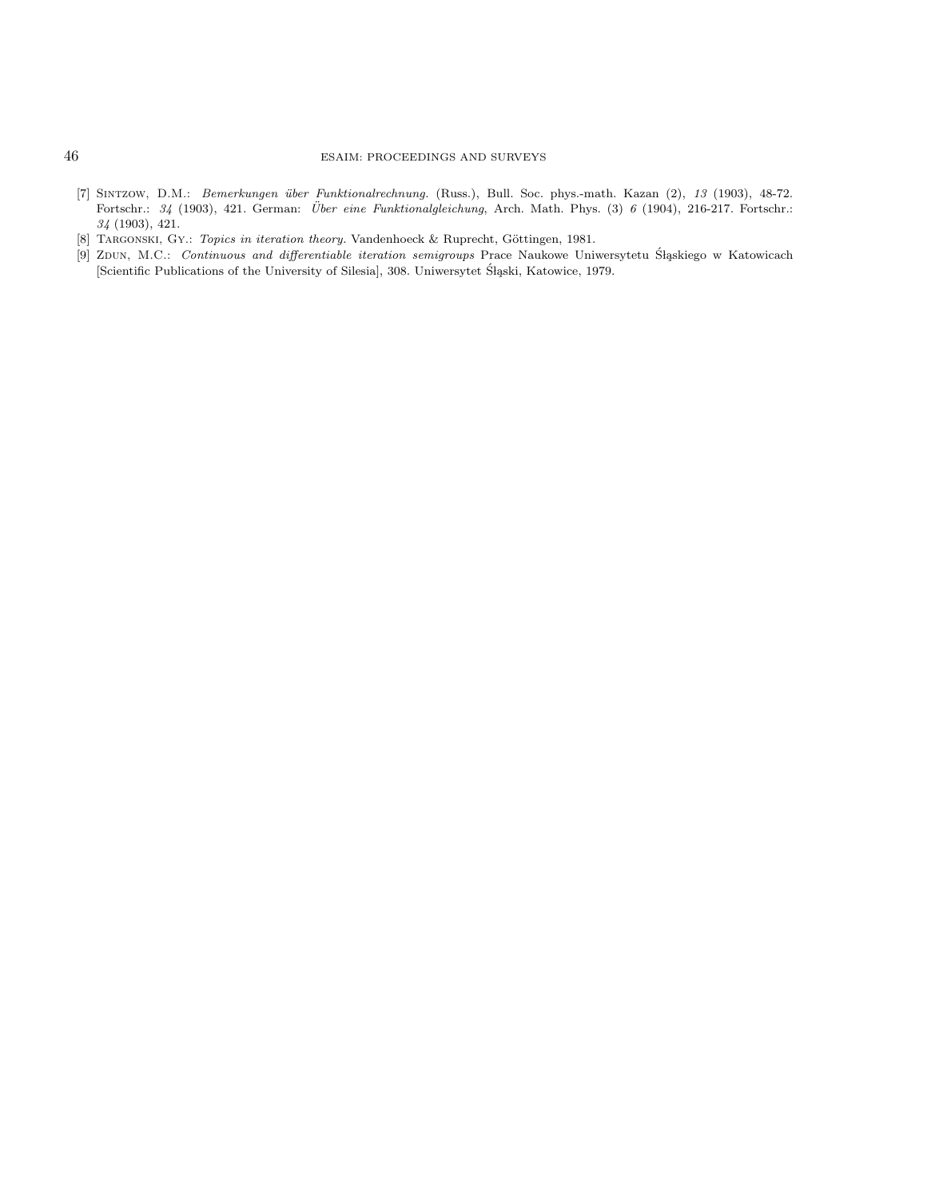- [7] Sintzow, D.M.: *Bemerkungen über Funktionalrechnung.* (Russ.), Bull. Soc. phys.-math. Kazan (2), *13* (1903), 48-72. Fortschr.: *34* (1903), 421. German: *Über eine Funktionalgleichung*, Arch. Math. Phys. (3) *6* (1904), 216-217. Fortschr.: *34* (1903), 421.
- [8] Targonski, Gy.: *Topics in iteration theory.* Vandenhoeck & Ruprecht, Göttingen, 1981.
- [9] Zdun, M.C.: *Continuous and differentiable iteration semigroups* Prace Naukowe Uniwersytetu Śląskiego w Katowicach [Scientific Publications of the University of Silesia], 308. Uniwersytet Śląski, Katowice, 1979.